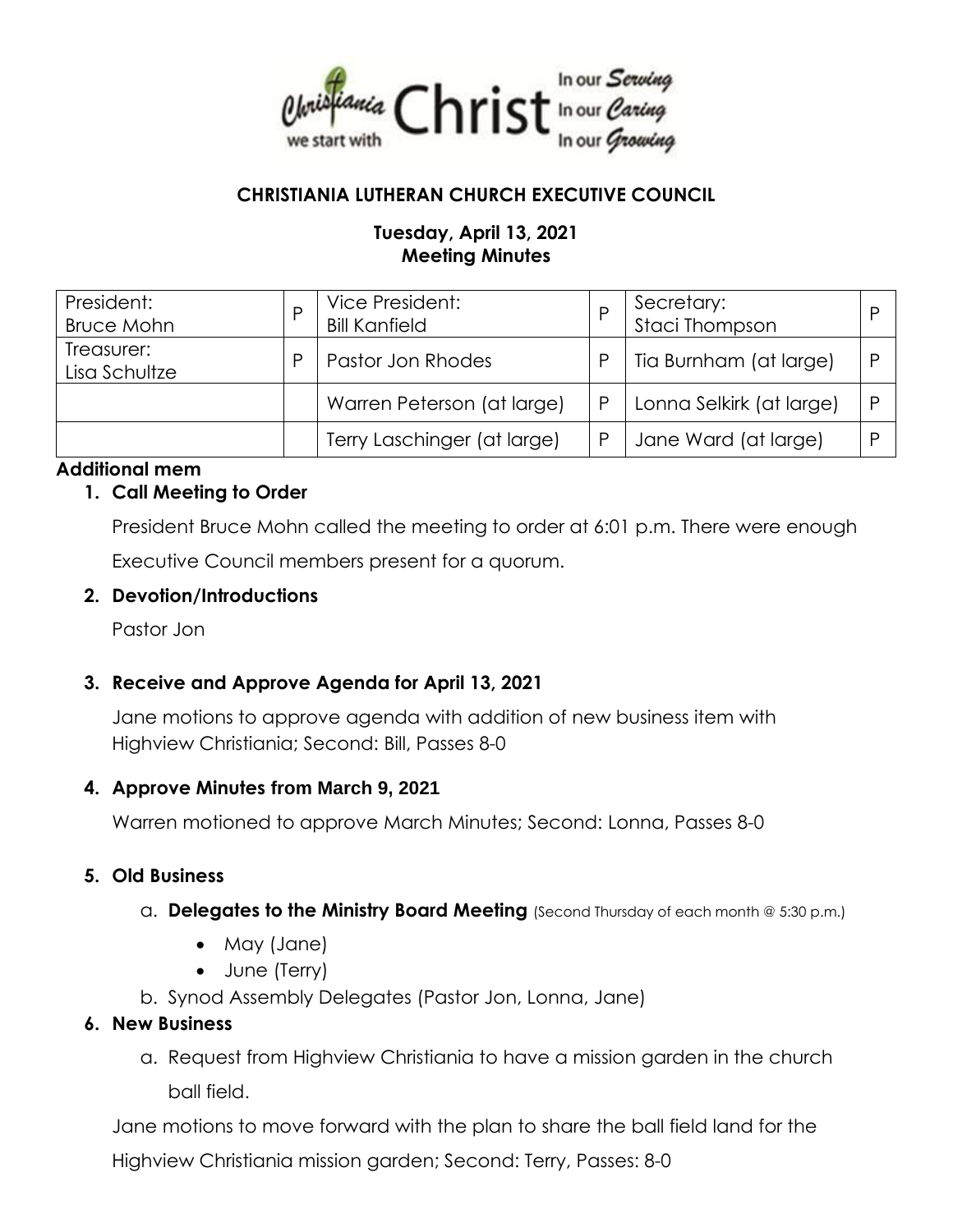Christiania we start with Christ In our Serving In our Caring In our Growing

**CHRISTIANIA LUTHERAN CHURCH EXECUTIVE COUNCIL**

**Tuesday, April 13, 2021**
**Meeting Minutes**

| President: Bruce Mohn | P | Vice President: Bill Kanfield | P | Secretary: Staci Thompson | P |
|---|---|---|---|---|---|
| Treasurer: Lisa Schultze | P | Pastor Jon Rhodes | P | Tia Burnham (at large) | P |
| | | Warren Peterson (at large) | P | Lonna Selkirk (at large) | P |
| | | Terry Laschinger (at large) | P | Jane Ward (at large) | P |

**Additional mem**

1. **Call Meeting to Order**

   President Bruce Mohn called the meeting to order at 6:01 p.m. There were enough Executive Council members present for a quorum.

2. **Devotion/Introductions**

   Pastor Jon

3. **Receive and Approve Agenda for April 13, 2021**

   Jane motions to approve agenda with addition of new business item with Highview Christiania; Second: Bill, Passes 8-0

4. **Approve Minutes from March 9, 2021**

   Warren motioned to approve March Minutes; Second: Lonna, Passes 8-0

5. **Old Business**

   a. **Delegates to the Ministry Board Meeting** (Second Thursday of each month @ 5:30 p.m.)
      - May (Jane)
      - June (Terry)

   b. Synod Assembly Delegates (Pastor Jon, Lonna, Jane)

6. **New Business**

   a. Request from Highview Christiania to have a mission garden in the church ball field.

   Jane motions to move forward with the plan to share the ball field land for the Highview Christiania mission garden; Second: Terry, Passes: 8-0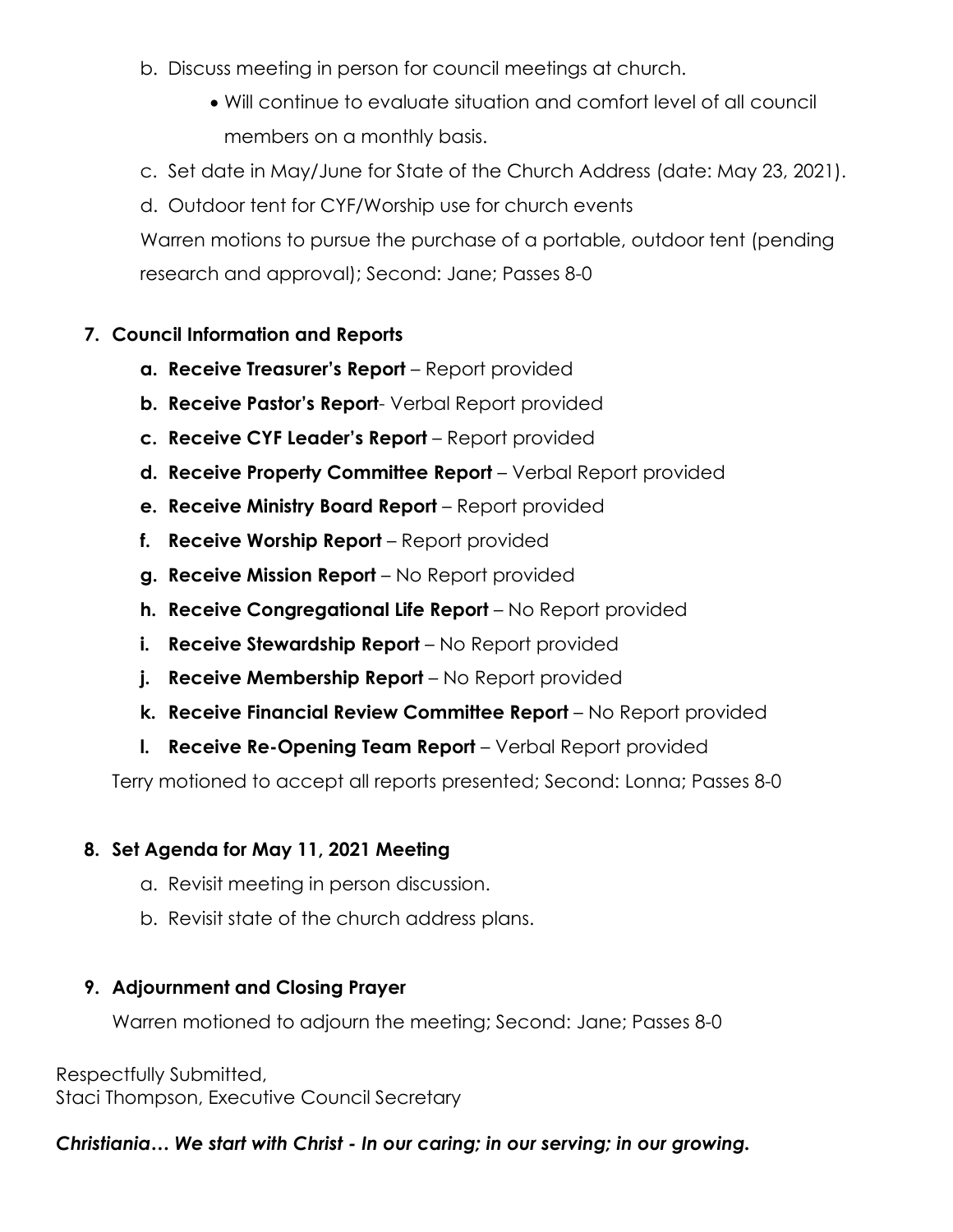b. Discuss meeting in person for council meetings at church.
   - Will continue to evaluate situation and comfort level of all council members on a monthly basis.

c. Set date in May/June for State of the Church Address (date: May 23, 2021).

d. Outdoor tent for CYF/Worship use for church events

Warren motions to pursue the purchase of a portable, outdoor tent (pending research and approval); Second: Jane; Passes 8-0

**7. Council Information and Reports**

a. **Receive Treasurer's Report** – Report provided

b. **Receive Pastor's Report**- Verbal Report provided

c. **Receive CYF Leader's Report** – Report provided

d. **Receive Property Committee Report** – Verbal Report provided

e. **Receive Ministry Board Report** – Report provided

f. **Receive Worship Report** – Report provided

g. **Receive Mission Report** – No Report provided

h. **Receive Congregational Life Report** – No Report provided

i. **Receive Stewardship Report** – No Report provided

j. **Receive Membership Report** – No Report provided

k. **Receive Financial Review Committee Report** – No Report provided

l. **Receive Re-Opening Team Report** – Verbal Report provided

Terry motioned to accept all reports presented; Second: Lonna; Passes 8-0

**8. Set Agenda for May 11, 2021 Meeting**

a. Revisit meeting in person discussion.

b. Revisit state of the church address plans.

**9. Adjournment and Closing Prayer**

Warren motioned to adjourn the meeting; Second: Jane; Passes 8-0

Respectfully Submitted,
Staci Thompson, Executive Council Secretary

***Christiania… We start with Christ - In our caring; in our serving; in our growing.***